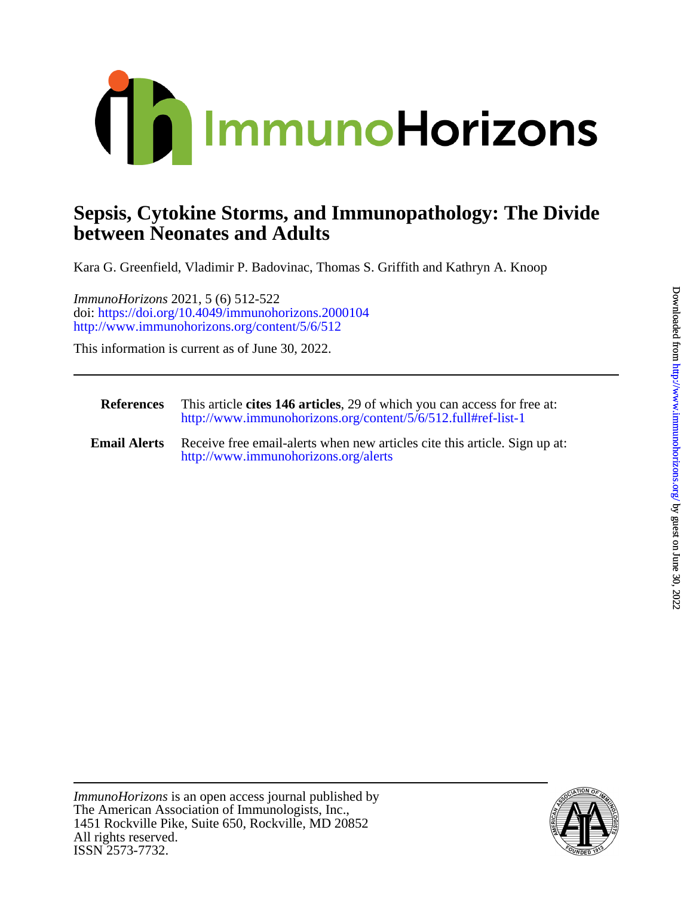# Sepsis, Cytokine Storms, and Immunopathology: The Divide between Neonates and Adults

Kara G. Greenfield, Vladimir P. Badovinac, Thomas S. Griffith and Kathryn A. Knoop

*ImmunoHorizons* 2021, 5 (6) 512-522
doi: https://doi.org/10.4049/immunohorizons.2000104
http://www.immunohorizons.org/content/5/6/512

This information is current as of June 30, 2022.

---

**References** This article **cites 146 articles**, 29 of which you can access for free at: http://www.immunohorizons.org/content/5/6/512.full#ref-list-1

**Email Alerts** Receive free email-alerts when new articles cite this article. Sign up at: http://www.immunohorizons.org/alerts

---

*ImmunoHorizons* is an open access journal published by
The American Association of Immunologists, Inc.,
1451 Rockville Pike, Suite 650, Rockville, MD 20852
All rights reserved.
ISSN 2573-7732.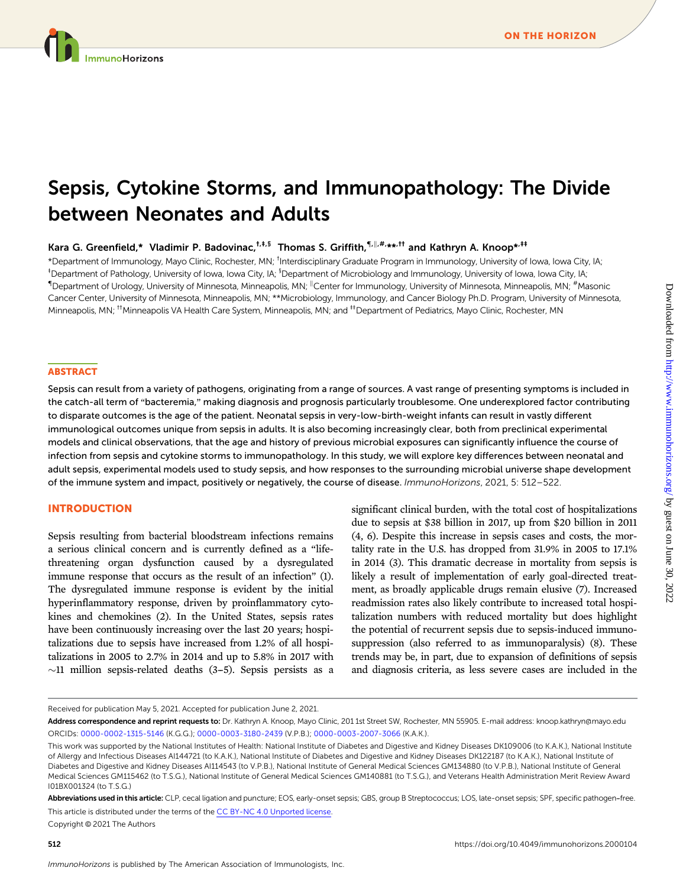# Sepsis, Cytokine Storms, and Immunopathology: The Divide between Neonates and Adults

**Kara G. Greenfield,* Vladimir P. Badovinac,[†,‡,§] Thomas S. Griffith,[¶,‖,#,**,††] and Kathryn A. Knoop*,[‡‡]**

*Department of Immunology, Mayo Clinic, Rochester, MN; [†]Interdisciplinary Graduate Program in Immunology, University of Iowa, Iowa City, IA; [‡]Department of Pathology, University of Iowa, Iowa City, IA; [§]Department of Microbiology and Immunology, University of Iowa, Iowa City, IA; [¶]Department of Urology, University of Minnesota, Minneapolis, MN; [‖]Center for Immunology, University of Minnesota, Minneapolis, MN; [#]Masonic Cancer Center, University of Minnesota, Minneapolis, MN; **Microbiology, Immunology, and Cancer Biology Ph.D. Program, University of Minnesota, Minneapolis, MN; [††]Minneapolis VA Health Care System, Minneapolis, MN; and [‡‡]Department of Pediatrics, Mayo Clinic, Rochester, MN

## ABSTRACT

Sepsis can result from a variety of pathogens, originating from a range of sources. A vast range of presenting symptoms is included in the catch-all term of "bacteremia," making diagnosis and prognosis particularly troublesome. One underexplored factor contributing to disparate outcomes is the age of the patient. Neonatal sepsis in very-low-birth-weight infants can result in vastly different immunological outcomes unique from sepsis in adults. It is also becoming increasingly clear, both from preclinical experimental models and clinical observations, that the age and history of previous microbial exposures can significantly influence the course of infection from sepsis and cytokine storms to immunopathology. In this study, we will explore key differences between neonatal and adult sepsis, experimental models used to study sepsis, and how responses to the surrounding microbial universe shape development of the immune system and impact, positively or negatively, the course of disease. *ImmunoHorizons*, 2021, 5: 512–522.

## INTRODUCTION

Sepsis resulting from bacterial bloodstream infections remains a serious clinical concern and is currently defined as a "life-threatening organ dysfunction caused by a dysregulated immune response that occurs as the result of an infection" (1). The dysregulated immune response is evident by the initial hyperinflammatory response, driven by proinflammatory cytokines and chemokines (2). In the United States, sepsis rates have been continuously increasing over the last 20 years; hospitalizations due to sepsis have increased from 1.2% of all hospitalizations in 2005 to 2.7% in 2014 and up to 5.8% in 2017 with ~11 million sepsis-related deaths (3–5). Sepsis persists as a significant clinical burden, with the total cost of hospitalizations due to sepsis at $38 billion in 2017, up from $20 billion in 2011 (4, 6). Despite this increase in sepsis cases and costs, the mortality rate in the U.S. has dropped from 31.9% in 2005 to 17.1% in 2014 (3). This dramatic decrease in mortality from sepsis is likely a result of implementation of early goal-directed treatment, as broadly applicable drugs remain elusive (7). Increased readmission rates also likely contribute to increased total hospitalization numbers with reduced mortality but does highlight the potential of recurrent sepsis due to sepsis-induced immunosuppression (also referred to as immunoparalysis) (8). These trends may be, in part, due to expansion of definitions of sepsis and diagnosis criteria, as less severe cases are included in the

---

Received for publication May 5, 2021. Accepted for publication June 2, 2021.

**Address correspondence and reprint requests to:** Dr. Kathryn A. Knoop, Mayo Clinic, 201 1st Street SW, Rochester, MN 55905. E-mail address: knoop.kathryn@mayo.edu

ORCIDs: 0000-0002-1315-5146 (K.G.G.); 0000-0003-3180-2439 (V.P.B.); 0000-0003-2007-3066 (K.A.K.).

This work was supported by the National Institutes of Health: National Institute of Diabetes and Digestive and Kidney Diseases DK109006 (to K.A.K.), National Institute of Allergy and Infectious Diseases AI144721 (to K.A.K.), National Institute of Diabetes and Digestive and Kidney Diseases DK122187 (to K.A.K.), National Institute of Diabetes and Digestive and Kidney Diseases AI114543 (to V.P.B.), National Institute of General Medical Sciences GM134880 (to V.P.B.), National Institute of General Medical Sciences GM115462 (to T.S.G.), National Institute of General Medical Sciences GM140881 (to T.S.G.), and Veterans Health Administration Merit Review Award I01BX001324 (to T.S.G.)

**Abbreviations used in this article:** CLP, cecal ligation and puncture; EOS, early-onset sepsis; GBS, group B Streptococcus; LOS, late-onset sepsis; SPF, specific pathogen–free.

This article is distributed under the terms of the CC BY-NC 4.0 Unported license.

Copyright © 2021 The Authors

https://doi.org/10.4049/immunohorizons.2000104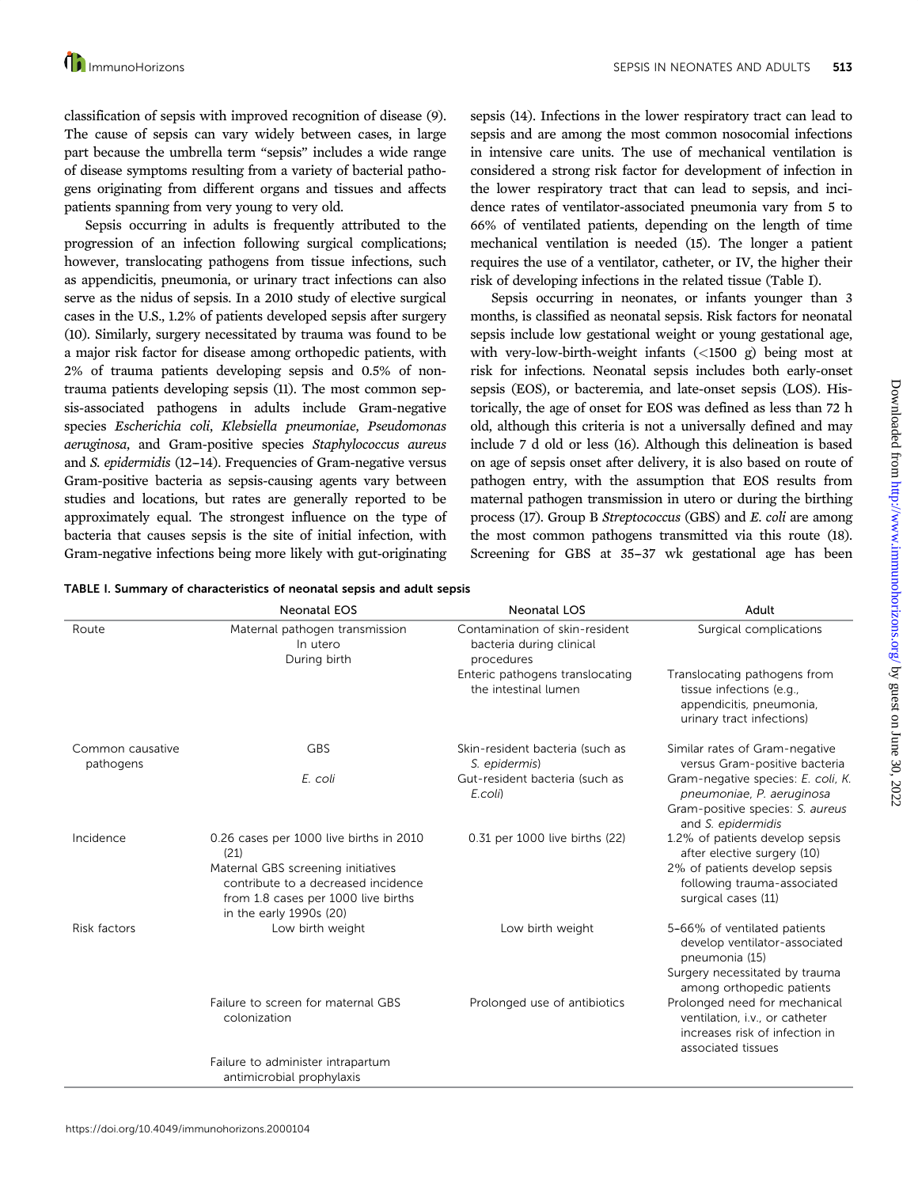classification of sepsis with improved recognition of disease (9). The cause of sepsis can vary widely between cases, in large part because the umbrella term "sepsis" includes a wide range of disease symptoms resulting from a variety of bacterial pathogens originating from different organs and tissues and affects patients spanning from very young to very old.

Sepsis occurring in adults is frequently attributed to the progression of an infection following surgical complications; however, translocating pathogens from tissue infections, such as appendicitis, pneumonia, or urinary tract infections can also serve as the nidus of sepsis. In a 2010 study of elective surgical cases in the U.S., 1.2% of patients developed sepsis after surgery (10). Similarly, surgery necessitated by trauma was found to be a major risk factor for disease among orthopedic patients, with 2% of trauma patients developing sepsis and 0.5% of non-trauma patients developing sepsis (11). The most common sepsis-associated pathogens in adults include Gram-negative species *Escherichia coli*, *Klebsiella pneumoniae*, *Pseudomonas aeruginosa*, and Gram-positive species *Staphylococcus aureus* and *S. epidermidis* (12–14). Frequencies of Gram-negative versus Gram-positive bacteria as sepsis-causing agents vary between studies and locations, but rates are generally reported to be approximately equal. The strongest influence on the type of bacteria that causes sepsis is the site of initial infection, with Gram-negative infections being more likely with gut-originating sepsis (14). Infections in the lower respiratory tract can lead to sepsis and are among the most common nosocomial infections in intensive care units. The use of mechanical ventilation is considered a strong risk factor for development of infection in the lower respiratory tract that can lead to sepsis, and incidence rates of ventilator-associated pneumonia vary from 5 to 66% of ventilated patients, depending on the length of time mechanical ventilation is needed (15). The longer a patient requires the use of a ventilator, catheter, or IV, the higher their risk of developing infections in the related tissue (Table I).

Sepsis occurring in neonates, or infants younger than 3 months, is classified as neonatal sepsis. Risk factors for neonatal sepsis include low gestational weight or young gestational age, with very-low-birth-weight infants (<1500 g) being most at risk for infections. Neonatal sepsis includes both early-onset sepsis (EOS), or bacteremia, and late-onset sepsis (LOS). Historically, the age of onset for EOS was defined as less than 72 h old, although this criteria is not a universally defined and may include 7 d old or less (16). Although this delineation is based on age of sepsis onset after delivery, it is also based on route of pathogen entry, with the assumption that EOS results from maternal pathogen transmission in utero or during the birthing process (17). Group B *Streptococcus* (GBS) and *E. coli* are among the most common pathogens transmitted via this route (18). Screening for GBS at 35–37 wk gestational age has been

**TABLE I. Summary of characteristics of neonatal sepsis and adult sepsis**

| | Neonatal EOS | Neonatal LOS | Adult |
|---|---|---|---|
| Route | Maternal pathogen transmission<br>In utero<br>During birth | Contamination of skin-resident bacteria during clinical procedures | Surgical complications |
| | | Enteric pathogens translocating the intestinal lumen | Translocating pathogens from tissue infections (e.g., appendicitis, pneumonia, urinary tract infections) |
| Common causative pathogens | GBS | Skin-resident bacteria (such as *S. epidermis*) | Similar rates of Gram-negative versus Gram-positive bacteria |
| | *E. coli* | Gut-resident bacteria (such as *E.coli*) | Gram-negative species: *E. coli*, *K. pneumoniae*, *P. aeruginosa*<br>Gram-positive species: *S. aureus* and *S. epidermidis* |
| Incidence | 0.26 cases per 1000 live births in 2010 (21)<br>Maternal GBS screening initiatives contribute to a decreased incidence from 1.8 cases per 1000 live births in the early 1990s (20) | 0.31 per 1000 live births (22) | 1.2% of patients develop sepsis after elective surgery (10)<br>2% of patients develop sepsis following trauma-associated surgical cases (11) |
| Risk factors | Low birth weight | Low birth weight | 5–66% of ventilated patients develop ventilator-associated pneumonia (15)<br>Surgery necessitated by trauma among orthopedic patients |
| | Failure to screen for maternal GBS colonization | Prolonged use of antibiotics | Prolonged need for mechanical ventilation, i.v., or catheter increases risk of infection in associated tissues |
| | Failure to administer intrapartum antimicrobial prophylaxis | | |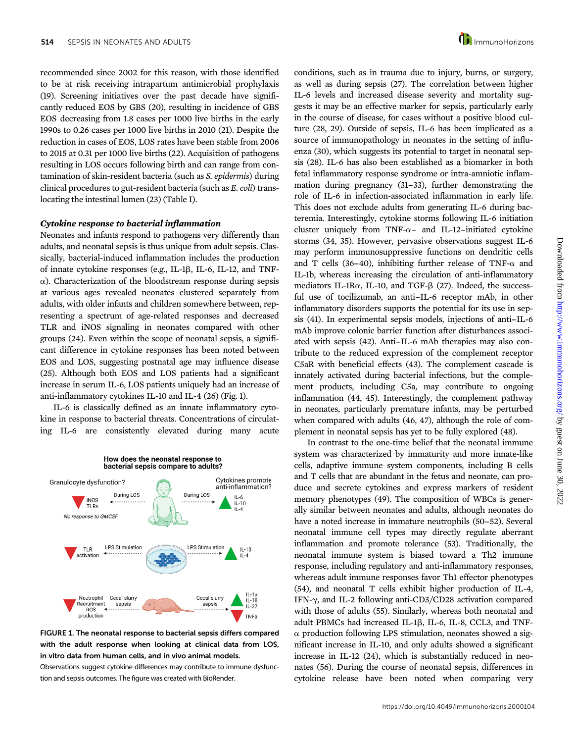recommended since 2002 for this reason, with those identified to be at risk receiving intrapartum antimicrobial prophylaxis (19). Screening initiatives over the past decade have significantly reduced EOS by GBS (20), resulting in incidence of GBS EOS decreasing from 1.8 cases per 1000 live births in the early 1990s to 0.26 cases per 1000 live births in 2010 (21). Despite the reduction in cases of EOS, LOS rates have been stable from 2006 to 2015 at 0.31 per 1000 live births (22). Acquisition of pathogens resulting in LOS occurs following birth and can range from contamination of skin-resident bacteria (such as *S. epidermis*) during clinical procedures to gut-resident bacteria (such as *E. coli*) translocating the intestinal lumen (23) (Table I).

### *Cytokine response to bacterial inflammation*

Neonates and infants respond to pathogens very differently than adults, and neonatal sepsis is thus unique from adult sepsis. Classically, bacterial-induced inflammation includes the production of innate cytokine responses (e.g., IL-1β, IL-6, IL-12, and TNF-α). Characterization of the bloodstream response during sepsis at various ages revealed neonates clustered separately from adults, with older infants and children somewhere between, representing a spectrum of age-related responses and decreased TLR and iNOS signaling in neonates compared with other groups (24). Even within the scope of neonatal sepsis, a significant difference in cytokine responses has been noted between EOS and LOS, suggesting postnatal age may influence disease (25). Although both EOS and LOS patients had a significant increase in serum IL-6, LOS patients uniquely had an increase of anti-inflammatory cytokines IL-10 and IL-4 (26) (Fig. 1).

IL-6 is classically defined as an innate inflammatory cytokine in response to bacterial threats. Concentrations of circulating IL-6 are consistently elevated during many acute conditions, such as in trauma due to injury, burns, or surgery, as well as during sepsis (27). The correlation between higher IL-6 levels and increased disease severity and mortality suggests it may be an effective marker for sepsis, particularly early in the course of disease, for cases without a positive blood culture (28, 29). Outside of sepsis, IL-6 has been implicated as a source of immunopathology in neonates in the setting of influenza (30), which suggests its potential to target in neonatal sepsis (28). IL-6 has also been established as a biomarker in both fetal inflammatory response syndrome or intra-amniotic inflammation during pregnancy (31–33), further demonstrating the role of IL-6 in infection-associated inflammation in early life. This does not exclude adults from generating IL-6 during bacteremia. Interestingly, cytokine storms following IL-6 initiation cluster uniquely from TNF-α– and IL-12–initiated cytokine storms (34, 35). However, pervasive observations suggest IL-6 may perform immunosuppressive functions on dendritic cells and T cells (36–40), inhibiting further release of TNF-α and IL-1b, whereas increasing the circulation of anti-inflammatory mediators IL-1Rα, IL-10, and TGF-β (27). Indeed, the successful use of tocilizumab, an anti–IL-6 receptor mAb, in other inflammatory disorders supports the potential for its use in sepsis (41). In experimental sepsis models, injections of anti–IL-6 mAb improve colonic barrier function after disturbances associated with sepsis (42). Anti–IL-6 mAb therapies may also contribute to the reduced expression of the complement receptor C5aR with beneficial effects (43). The complement cascade is innately activated during bacterial infections, but the complement products, including C5a, may contribute to ongoing inflammation (44, 45). Interestingly, the complement pathway in neonates, particularly premature infants, may be perturbed when compared with adults (46, 47), although the role of complement in neonatal sepsis has yet to be fully explored (48).

In contrast to the one-time belief that the neonatal immune system was characterized by immaturity and more innate-like cells, adaptive immune system components, including B cells and T cells that are abundant in the fetus and neonate, can produce and secrete cytokines and express markers of resident memory phenotypes (49). The composition of WBCs is generally similar between neonates and adults, although neonates do have a noted increase in immature neutrophils (50–52). Several neonatal immune cell types may directly regulate aberrant inflammation and promote tolerance (53). Traditionally, the neonatal immune system is biased toward a Th2 immune response, including regulatory and anti-inflammatory responses, whereas adult immune responses favor Th1 effector phenotypes (54), and neonatal T cells exhibit higher production of IL-4, IFN-γ, and IL-2 following anti-CD3/CD28 activation compared with those of adults (55). Similarly, whereas both neonatal and adult PBMCs had increased IL-1β, IL-6, IL-8, CCL3, and TNF-α production following LPS stimulation, neonates showed a significant increase in IL-10, and only adults showed a significant increase in IL-12 (24), which is substantially reduced in neonates (56). During the course of neonatal sepsis, differences in cytokine release have been noted when comparing very

**FIGURE 1. The neonatal response to bacterial sepsis differs compared with the adult response when looking at clinical data from LOS, in vitro data from human cells, and in vivo animal models.**
Observations suggest cytokine differences may contribute to immune dysfunction and sepsis outcomes. The figure was created with BioRender.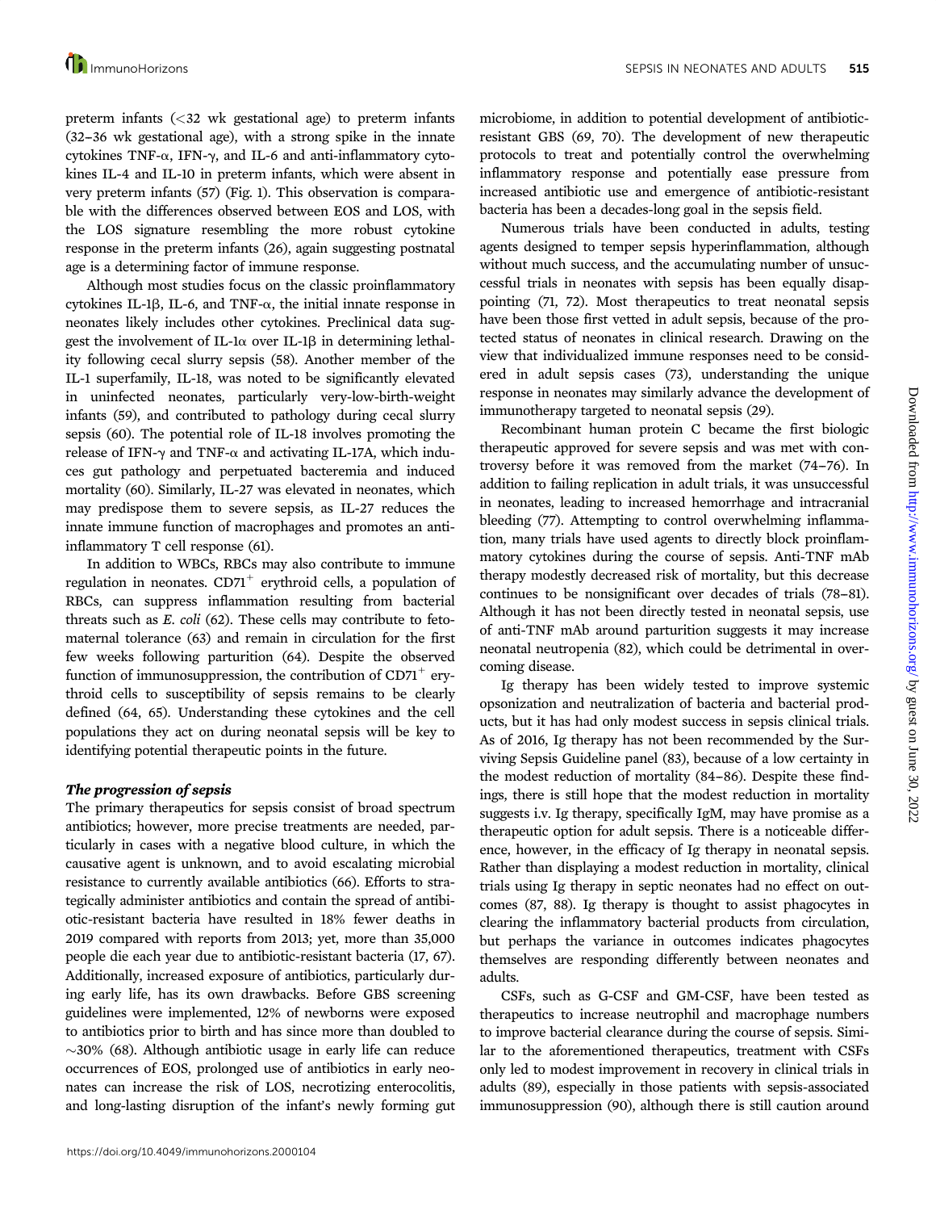preterm infants (<32 wk gestational age) to preterm infants (32–36 wk gestational age), with a strong spike in the innate cytokines TNF-α, IFN-γ, and IL-6 and anti-inflammatory cytokines IL-4 and IL-10 in preterm infants, which were absent in very preterm infants (57) (Fig. 1). This observation is comparable with the differences observed between EOS and LOS, with the LOS signature resembling the more robust cytokine response in the preterm infants (26), again suggesting postnatal age is a determining factor of immune response.

Although most studies focus on the classic proinflammatory cytokines IL-1β, IL-6, and TNF-α, the initial innate response in neonates likely includes other cytokines. Preclinical data suggest the involvement of IL-1α over IL-1β in determining lethality following cecal slurry sepsis (58). Another member of the IL-1 superfamily, IL-18, was noted to be significantly elevated in uninfected neonates, particularly very-low-birth-weight infants (59), and contributed to pathology during cecal slurry sepsis (60). The potential role of IL-18 involves promoting the release of IFN-γ and TNF-α and activating IL-17A, which induces gut pathology and perpetuated bacteremia and induced mortality (60). Similarly, IL-27 was elevated in neonates, which may predispose them to severe sepsis, as IL-27 reduces the innate immune function of macrophages and promotes an anti-inflammatory T cell response (61).

In addition to WBCs, RBCs may also contribute to immune regulation in neonates. $CD71^+$ erythroid cells, a population of RBCs, can suppress inflammation resulting from bacterial threats such as *E. coli* (62). These cells may contribute to fetomaternal tolerance (63) and remain in circulation for the first few weeks following parturition (64). Despite the observed function of immunosuppression, the contribution of $CD71^+$ erythroid cells to susceptibility of sepsis remains to be clearly defined (64, 65). Understanding these cytokines and the cell populations they act on during neonatal sepsis will be key to identifying potential therapeutic points in the future.

### *The progression of sepsis*

The primary therapeutics for sepsis consist of broad spectrum antibiotics; however, more precise treatments are needed, particularly in cases with a negative blood culture, in which the causative agent is unknown, and to avoid escalating microbial resistance to currently available antibiotics (66). Efforts to strategically administer antibiotics and contain the spread of antibiotic-resistant bacteria have resulted in 18% fewer deaths in 2019 compared with reports from 2013; yet, more than 35,000 people die each year due to antibiotic-resistant bacteria (17, 67). Additionally, increased exposure of antibiotics, particularly during early life, has its own drawbacks. Before GBS screening guidelines were implemented, 12% of newborns were exposed to antibiotics prior to birth and has since more than doubled to ~30% (68). Although antibiotic usage in early life can reduce occurrences of EOS, prolonged use of antibiotics in early neonates can increase the risk of LOS, necrotizing enterocolitis, and long-lasting disruption of the infant's newly forming gut microbiome, in addition to potential development of antibiotic-resistant GBS (69, 70). The development of new therapeutic protocols to treat and potentially control the overwhelming inflammatory response and potentially ease pressure from increased antibiotic use and emergence of antibiotic-resistant bacteria has been a decades-long goal in the sepsis field.

Numerous trials have been conducted in adults, testing agents designed to temper sepsis hyperinflammation, although without much success, and the accumulating number of unsuccessful trials in neonates with sepsis has been equally disappointing (71, 72). Most therapeutics to treat neonatal sepsis have been those first vetted in adult sepsis, because of the protected status of neonates in clinical research. Drawing on the view that individualized immune responses need to be considered in adult sepsis cases (73), understanding the unique response in neonates may similarly advance the development of immunotherapy targeted to neonatal sepsis (29).

Recombinant human protein C became the first biologic therapeutic approved for severe sepsis and was met with controversy before it was removed from the market (74–76). In addition to failing replication in adult trials, it was unsuccessful in neonates, leading to increased hemorrhage and intracranial bleeding (77). Attempting to control overwhelming inflammation, many trials have used agents to directly block proinflammatory cytokines during the course of sepsis. Anti-TNF mAb therapy modestly decreased risk of mortality, but this decrease continues to be nonsignificant over decades of trials (78–81). Although it has not been directly tested in neonatal sepsis, use of anti-TNF mAb around parturition suggests it may increase neonatal neutropenia (82), which could be detrimental in overcoming disease.

Ig therapy has been widely tested to improve systemic opsonization and neutralization of bacteria and bacterial products, but it has had only modest success in sepsis clinical trials. As of 2016, Ig therapy has not been recommended by the Surviving Sepsis Guideline panel (83), because of a low certainty in the modest reduction of mortality (84–86). Despite these findings, there is still hope that the modest reduction in mortality suggests i.v. Ig therapy, specifically IgM, may have promise as a therapeutic option for adult sepsis. There is a noticeable difference, however, in the efficacy of Ig therapy in neonatal sepsis. Rather than displaying a modest reduction in mortality, clinical trials using Ig therapy in septic neonates had no effect on outcomes (87, 88). Ig therapy is thought to assist phagocytes in clearing the inflammatory bacterial products from circulation, but perhaps the variance in outcomes indicates phagocytes themselves are responding differently between neonates and adults.

CSFs, such as G-CSF and GM-CSF, have been tested as therapeutics to increase neutrophil and macrophage numbers to improve bacterial clearance during the course of sepsis. Similar to the aforementioned therapeutics, treatment with CSFs only led to modest improvement in recovery in clinical trials in adults (89), especially in those patients with sepsis-associated immunosuppression (90), although there is still caution around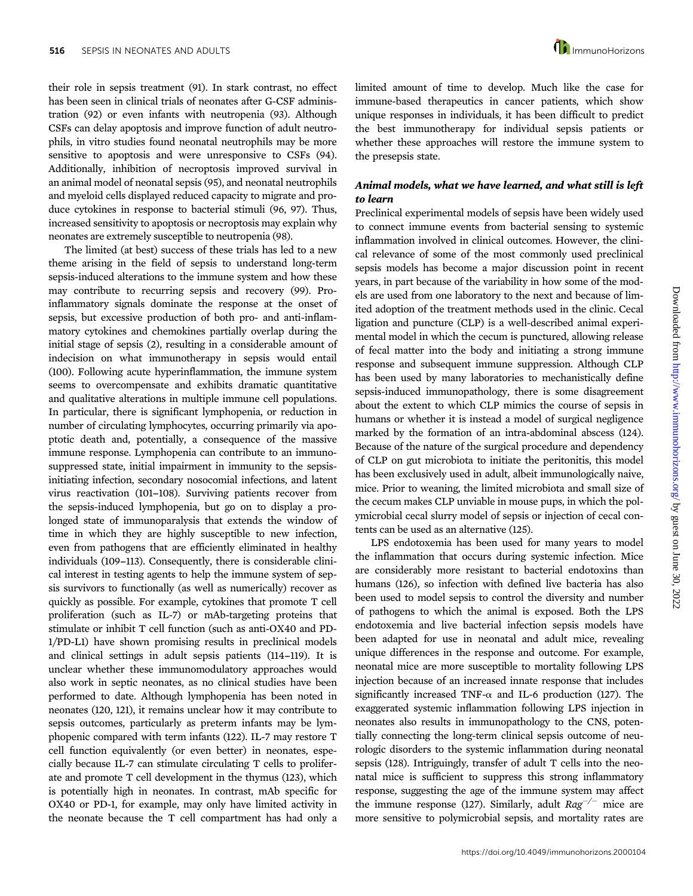their role in sepsis treatment (91). In stark contrast, no effect has been seen in clinical trials of neonates after G-CSF administration (92) or even infants with neutropenia (93). Although CSFs can delay apoptosis and improve function of adult neutrophils, in vitro studies found neonatal neutrophils may be more sensitive to apoptosis and were unresponsive to CSFs (94). Additionally, inhibition of necroptosis improved survival in an animal model of neonatal sepsis (95), and neonatal neutrophils and myeloid cells displayed reduced capacity to migrate and produce cytokines in response to bacterial stimuli (96, 97). Thus, increased sensitivity to apoptosis or necroptosis may explain why neonates are extremely susceptible to neutropenia (98).

The limited (at best) success of these trials has led to a new theme arising in the field of sepsis to understand long-term sepsis-induced alterations to the immune system and how these may contribute to recurring sepsis and recovery (99). Proinflammatory signals dominate the response at the onset of sepsis, but excessive production of both pro- and anti-inflammatory cytokines and chemokines partially overlap during the initial stage of sepsis (2), resulting in a considerable amount of indecision on what immunotherapy in sepsis would entail (100). Following acute hyperinflammation, the immune system seems to overcompensate and exhibits dramatic quantitative and qualitative alterations in multiple immune cell populations. In particular, there is significant lymphopenia, or reduction in number of circulating lymphocytes, occurring primarily via apoptotic death and, potentially, a consequence of the massive immune response. Lymphopenia can contribute to an immunosuppressed state, initial impairment in immunity to the sepsis-initiating infection, secondary nosocomial infections, and latent virus reactivation (101–108). Surviving patients recover from the sepsis-induced lymphopenia, but go on to display a prolonged state of immunoparalysis that extends the window of time in which they are highly susceptible to new infection, even from pathogens that are efficiently eliminated in healthy individuals (109–113). Consequently, there is considerable clinical interest in testing agents to help the immune system of sepsis survivors to functionally (as well as numerically) recover as quickly as possible. For example, cytokines that promote T cell proliferation (such as IL-7) or mAb-targeting proteins that stimulate or inhibit T cell function (such as anti-OX40 and PD-1/PD-L1) have shown promising results in preclinical models and clinical settings in adult sepsis patients (114–119). It is unclear whether these immunomodulatory approaches would also work in septic neonates, as no clinical studies have been performed to date. Although lymphopenia has been noted in neonates (120, 121), it remains unclear how it may contribute to sepsis outcomes, particularly as preterm infants may be lymphopenic compared with term infants (122). IL-7 may restore T cell function equivalently (or even better) in neonates, especially because IL-7 can stimulate circulating T cells to proliferate and promote T cell development in the thymus (123), which is potentially high in neonates. In contrast, mAb specific for OX40 or PD-1, for example, may only have limited activity in the neonate because the T cell compartment has had only a limited amount of time to develop. Much like the case for immune-based therapeutics in cancer patients, which show unique responses in individuals, it has been difficult to predict the best immunotherapy for individual sepsis patients or whether these approaches will restore the immune system to the presepsis state.

### *Animal models, what we have learned, and what still is left to learn*

Preclinical experimental models of sepsis have been widely used to connect immune events from bacterial sensing to systemic inflammation involved in clinical outcomes. However, the clinical relevance of some of the most commonly used preclinical sepsis models has become a major discussion point in recent years, in part because of the variability in how some of the models are used from one laboratory to the next and because of limited adoption of the treatment methods used in the clinic. Cecal ligation and puncture (CLP) is a well-described animal experimental model in which the cecum is punctured, allowing release of fecal matter into the body and initiating a strong immune response and subsequent immune suppression. Although CLP has been used by many laboratories to mechanistically define sepsis-induced immunopathology, there is some disagreement about the extent to which CLP mimics the course of sepsis in humans or whether it is instead a model of surgical negligence marked by the formation of an intra-abdominal abscess (124). Because of the nature of the surgical procedure and dependency of CLP on gut microbiota to initiate the peritonitis, this model has been exclusively used in adult, albeit immunologically naive, mice. Prior to weaning, the limited microbiota and small size of the cecum makes CLP unviable in mouse pups, in which the polymicrobial cecal slurry model of sepsis or injection of cecal contents can be used as an alternative (125).

LPS endotoxemia has been used for many years to model the inflammation that occurs during systemic infection. Mice are considerably more resistant to bacterial endotoxins than humans (126), so infection with defined live bacteria has also been used to model sepsis to control the diversity and number of pathogens to which the animal is exposed. Both the LPS endotoxemia and live bacterial infection sepsis models have been adapted for use in neonatal and adult mice, revealing unique differences in the response and outcome. For example, neonatal mice are more susceptible to mortality following LPS injection because of an increased innate response that includes significantly increased TNF-$\alpha$ and IL-6 production (127). The exaggerated systemic inflammation following LPS injection in neonates also results in immunopathology to the CNS, potentially connecting the long-term clinical sepsis outcome of neurologic disorders to the systemic inflammation during neonatal sepsis (128). Intriguingly, transfer of adult T cells into the neonatal mice is sufficient to suppress this strong inflammatory response, suggesting the age of the immune system may affect the immune response (127). Similarly, adult $Rag^{-/-}$ mice are more sensitive to polymicrobial sepsis, and mortality rates are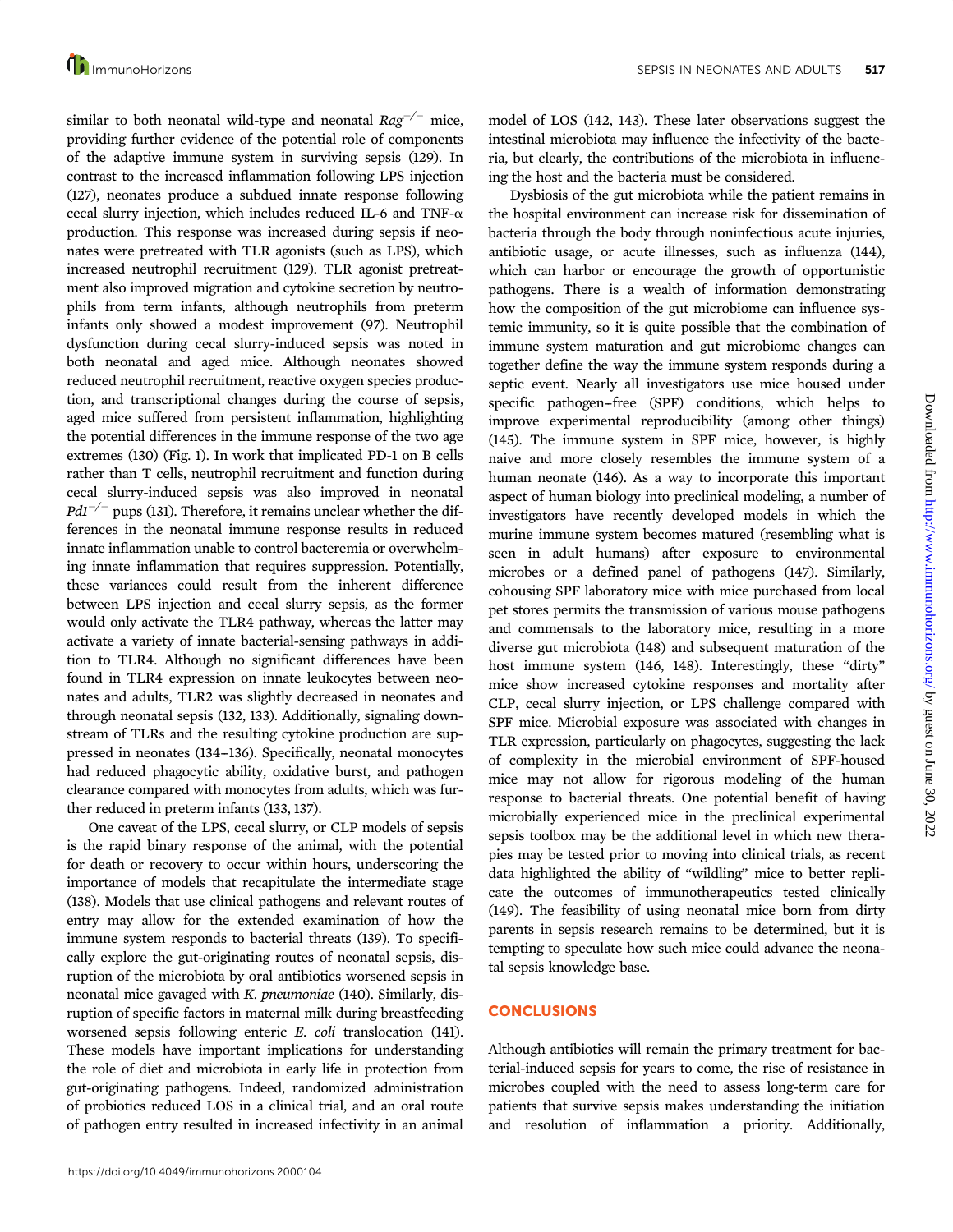similar to both neonatal wild-type and neonatal $Rag^{-/-}$ mice, providing further evidence of the potential role of components of the adaptive immune system in surviving sepsis (129). In contrast to the increased inflammation following LPS injection (127), neonates produce a subdued innate response following cecal slurry injection, which includes reduced IL-6 and TNF-α production. This response was increased during sepsis if neonates were pretreated with TLR agonists (such as LPS), which increased neutrophil recruitment (129). TLR agonist pretreatment also improved migration and cytokine secretion by neutrophils from term infants, although neutrophils from preterm infants only showed a modest improvement (97). Neutrophil dysfunction during cecal slurry-induced sepsis was noted in both neonatal and aged mice. Although neonates showed reduced neutrophil recruitment, reactive oxygen species production, and transcriptional changes during the course of sepsis, aged mice suffered from persistent inflammation, highlighting the potential differences in the immune response of the two age extremes (130) (Fig. 1). In work that implicated PD-1 on B cells rather than T cells, neutrophil recruitment and function during cecal slurry-induced sepsis was also improved in neonatal $Pd1^{-/-}$ pups (131). Therefore, it remains unclear whether the differences in the neonatal immune response results in reduced innate inflammation unable to control bacteremia or overwhelming innate inflammation that requires suppression. Potentially, these variances could result from the inherent difference between LPS injection and cecal slurry sepsis, as the former would only activate the TLR4 pathway, whereas the latter may activate a variety of innate bacterial-sensing pathways in addition to TLR4. Although no significant differences have been found in TLR4 expression on innate leukocytes between neonates and adults, TLR2 was slightly decreased in neonates and through neonatal sepsis (132, 133). Additionally, signaling downstream of TLRs and the resulting cytokine production are suppressed in neonates (134–136). Specifically, neonatal monocytes had reduced phagocytic ability, oxidative burst, and pathogen clearance compared with monocytes from adults, which was further reduced in preterm infants (133, 137).

One caveat of the LPS, cecal slurry, or CLP models of sepsis is the rapid binary response of the animal, with the potential for death or recovery to occur within hours, underscoring the importance of models that recapitulate the intermediate stage (138). Models that use clinical pathogens and relevant routes of entry may allow for the extended examination of how the immune system responds to bacterial threats (139). To specifically explore the gut-originating routes of neonatal sepsis, disruption of the microbiota by oral antibiotics worsened sepsis in neonatal mice gavaged with *K. pneumoniae* (140). Similarly, disruption of specific factors in maternal milk during breastfeeding worsened sepsis following enteric *E. coli* translocation (141). These models have important implications for understanding the role of diet and microbiota in early life in protection from gut-originating pathogens. Indeed, randomized administration of probiotics reduced LOS in a clinical trial, and an oral route of pathogen entry resulted in increased infectivity in an animal model of LOS (142, 143). These later observations suggest the intestinal microbiota may influence the infectivity of the bacteria, but clearly, the contributions of the microbiota in influencing the host and the bacteria must be considered.

Dysbiosis of the gut microbiota while the patient remains in the hospital environment can increase risk for dissemination of bacteria through the body through noninfectious acute injuries, antibiotic usage, or acute illnesses, such as influenza (144), which can harbor or encourage the growth of opportunistic pathogens. There is a wealth of information demonstrating how the composition of the gut microbiome can influence systemic immunity, so it is quite possible that the combination of immune system maturation and gut microbiome changes can together define the way the immune system responds during a septic event. Nearly all investigators use mice housed under specific pathogen–free (SPF) conditions, which helps to improve experimental reproducibility (among other things) (145). The immune system in SPF mice, however, is highly naive and more closely resembles the immune system of a human neonate (146). As a way to incorporate this important aspect of human biology into preclinical modeling, a number of investigators have recently developed models in which the murine immune system becomes matured (resembling what is seen in adult humans) after exposure to environmental microbes or a defined panel of pathogens (147). Similarly, cohousing SPF laboratory mice with mice purchased from local pet stores permits the transmission of various mouse pathogens and commensals to the laboratory mice, resulting in a more diverse gut microbiota (148) and subsequent maturation of the host immune system (146, 148). Interestingly, these "dirty" mice show increased cytokine responses and mortality after CLP, cecal slurry injection, or LPS challenge compared with SPF mice. Microbial exposure was associated with changes in TLR expression, particularly on phagocytes, suggesting the lack of complexity in the microbial environment of SPF-housed mice may not allow for rigorous modeling of the human response to bacterial threats. One potential benefit of having microbially experienced mice in the preclinical experimental sepsis toolbox may be the additional level in which new therapies may be tested prior to moving into clinical trials, as recent data highlighted the ability of "wildling" mice to better replicate the outcomes of immunotherapeutics tested clinically (149). The feasibility of using neonatal mice born from dirty parents in sepsis research remains to be determined, but it is tempting to speculate how such mice could advance the neonatal sepsis knowledge base.

## CONCLUSIONS

Although antibiotics will remain the primary treatment for bacterial-induced sepsis for years to come, the rise of resistance in microbes coupled with the need to assess long-term care for patients that survive sepsis makes understanding the initiation and resolution of inflammation a priority. Additionally,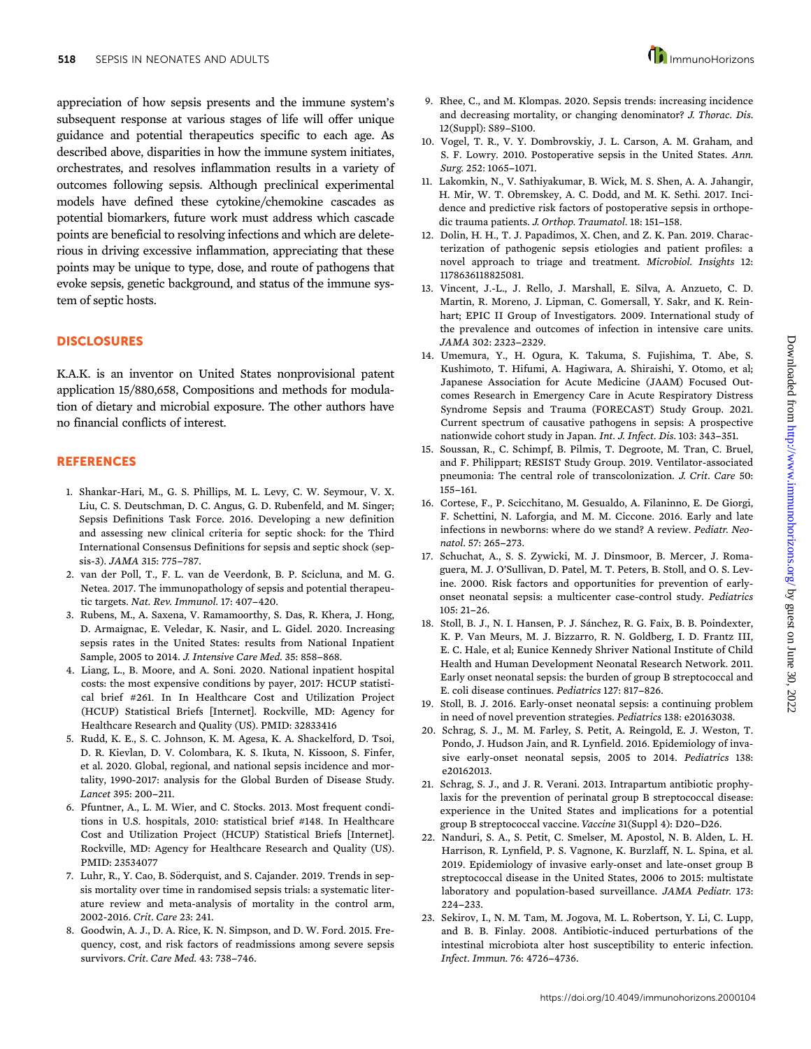appreciation of how sepsis presents and the immune system's subsequent response at various stages of life will offer unique guidance and potential therapeutics specific to each age. As described above, disparities in how the immune system initiates, orchestrates, and resolves inflammation results in a variety of outcomes following sepsis. Although preclinical experimental models have defined these cytokine/chemokine cascades as potential biomarkers, future work must address which cascade points are beneficial to resolving infections and which are deleterious in driving excessive inflammation, appreciating that these points may be unique to type, dose, and route of pathogens that evoke sepsis, genetic background, and status of the immune system of septic hosts.

## DISCLOSURES

K.A.K. is an inventor on United States nonprovisional patent application 15/880,658, Compositions and methods for modulation of dietary and microbial exposure. The other authors have no financial conflicts of interest.

## REFERENCES

1. Shankar-Hari, M., G. S. Phillips, M. L. Levy, C. W. Seymour, V. X. Liu, C. S. Deutschman, D. C. Angus, G. D. Rubenfeld, and M. Singer; Sepsis Definitions Task Force. 2016. Developing a new definition and assessing new clinical criteria for septic shock: for the Third International Consensus Definitions for sepsis and septic shock (sepsis-3). *JAMA* 315: 775–787.
2. van der Poll, T., F. L. van de Veerdonk, B. P. Scicluna, and M. G. Netea. 2017. The immunopathology of sepsis and potential therapeutic targets. *Nat. Rev. Immunol.* 17: 407–420.
3. Rubens, M., A. Saxena, V. Ramamoorthy, S. Das, R. Khera, J. Hong, D. Armaignac, E. Veledar, K. Nasir, and L. Gidel. 2020. Increasing sepsis rates in the United States: results from National Inpatient Sample, 2005 to 2014. *J. Intensive Care Med.* 35: 858–868.
4. Liang, L., B. Moore, and A. Soni. 2020. National inpatient hospital costs: the most expensive conditions by payer, 2017: HCUP statistical brief #261. In In Healthcare Cost and Utilization Project (HCUP) Statistical Briefs [Internet]. Rockville, MD: Agency for Healthcare Research and Quality (US). PMID: 32833416
5. Rudd, K. E., S. C. Johnson, K. M. Agesa, K. A. Shackelford, D. Tsoi, D. R. Kievlan, D. V. Colombara, K. S. Ikuta, N. Kissoon, S. Finfer, et al. 2020. Global, regional, and national sepsis incidence and mortality, 1990-2017: analysis for the Global Burden of Disease Study. *Lancet* 395: 200–211.
6. Pfuntner, A., L. M. Wier, and C. Stocks. 2013. Most frequent conditions in U.S. hospitals, 2010: statistical brief #148. In Healthcare Cost and Utilization Project (HCUP) Statistical Briefs [Internet]. Rockville, MD: Agency for Healthcare Research and Quality (US). PMID: 23534077
7. Luhr, R., Y. Cao, B. Söderquist, and S. Cajander. 2019. Trends in sepsis mortality over time in randomised sepsis trials: a systematic literature review and meta-analysis of mortality in the control arm, 2002-2016. *Crit. Care* 23: 241.
8. Goodwin, A. J., D. A. Rice, K. N. Simpson, and D. W. Ford. 2015. Frequency, cost, and risk factors of readmissions among severe sepsis survivors. *Crit. Care Med.* 43: 738–746.
9. Rhee, C., and M. Klompas. 2020. Sepsis trends: increasing incidence and decreasing mortality, or changing denominator? *J. Thorac. Dis.* 12(Suppl): S89–S100.
10. Vogel, T. R., V. Y. Dombrovskiy, J. L. Carson, A. M. Graham, and S. F. Lowry. 2010. Postoperative sepsis in the United States. *Ann. Surg.* 252: 1065–1071.
11. Lakomkin, N., V. Sathiyakumar, B. Wick, M. S. Shen, A. A. Jahangir, H. Mir, W. T. Obremskey, A. C. Dodd, and M. K. Sethi. 2017. Incidence and predictive risk factors of postoperative sepsis in orthopedic trauma patients. *J. Orthop. Traumatol.* 18: 151–158.
12. Dolin, H. H., T. J. Papadimos, X. Chen, and Z. K. Pan. 2019. Characterization of pathogenic sepsis etiologies and patient profiles: a novel approach to triage and treatment. *Microbiol. Insights* 12: 1178636118825081.
13. Vincent, J.-L., J. Rello, J. Marshall, E. Silva, A. Anzueto, C. D. Martin, R. Moreno, J. Lipman, C. Gomersall, Y. Sakr, and K. Reinhart; EPIC II Group of Investigators. 2009. International study of the prevalence and outcomes of infection in intensive care units. *JAMA* 302: 2323–2329.
14. Umemura, Y., H. Ogura, K. Takuma, S. Fujishima, T. Abe, S. Kushimoto, T. Hifumi, A. Hagiwara, A. Shiraishi, Y. Otomo, et al; Japanese Association for Acute Medicine (JAAM) Focused Outcomes Research in Emergency Care in Acute Respiratory Distress Syndrome Sepsis and Trauma (FORECAST) Study Group. 2021. Current spectrum of causative pathogens in sepsis: A prospective nationwide cohort study in Japan. *Int. J. Infect. Dis.* 103: 343–351.
15. Soussan, R., C. Schimpf, B. Pilmis, T. Degroote, M. Tran, C. Bruel, and F. Philippart; RESIST Study Group. 2019. Ventilator-associated pneumonia: The central role of transcolonization. *J. Crit. Care* 50: 155–161.
16. Cortese, F., P. Scicchitano, M. Gesualdo, A. Filaninno, E. De Giorgi, F. Schettini, N. Laforgia, and M. M. Ciccone. 2016. Early and late infections in newborns: where do we stand? A review. *Pediatr. Neonatol.* 57: 265–273.
17. Schuchat, A., S. S. Zywicki, M. J. Dinsmoor, B. Mercer, J. Romaguera, M. J. O'Sullivan, D. Patel, M. T. Peters, B. Stoll, and O. S. Levine. 2000. Risk factors and opportunities for prevention of early-onset neonatal sepsis: a multicenter case-control study. *Pediatrics* 105: 21–26.
18. Stoll, B. J., N. I. Hansen, P. J. Sánchez, R. G. Faix, B. B. Poindexter, K. P. Van Meurs, M. J. Bizzarro, R. N. Goldberg, I. D. Frantz III, E. C. Hale, et al; Eunice Kennedy Shriver National Institute of Child Health and Human Development Neonatal Research Network. 2011. Early onset neonatal sepsis: the burden of group B streptococcal and E. coli disease continues. *Pediatrics* 127: 817–826.
19. Stoll, B. J. 2016. Early-onset neonatal sepsis: a continuing problem in need of novel prevention strategies. *Pediatrics* 138: e20163038.
20. Schrag, S. J., M. M. Farley, S. Petit, A. Reingold, E. J. Weston, T. Pondo, J. Hudson Jain, and R. Lynfield. 2016. Epidemiology of invasive early-onset neonatal sepsis, 2005 to 2014. *Pediatrics* 138: e20162013.
21. Schrag, S. J., and J. R. Verani. 2013. Intrapartum antibiotic prophylaxis for the prevention of perinatal group B streptococcal disease: experience in the United States and implications for a potential group B streptococcal vaccine. *Vaccine* 31(Suppl 4): D20–D26.
22. Nanduri, S. A., S. Petit, C. Smelser, M. Apostol, N. B. Alden, L. H. Harrison, R. Lynfield, P. S. Vagnone, K. Burzlaff, N. L. Spina, et al. 2019. Epidemiology of invasive early-onset and late-onset group B streptococcal disease in the United States, 2006 to 2015: multistate laboratory and population-based surveillance. *JAMA Pediatr.* 173: 224–233.
23. Sekirov, I., N. M. Tam, M. Jogova, M. L. Robertson, Y. Li, C. Lupp, and B. B. Finlay. 2008. Antibiotic-induced perturbations of the intestinal microbiota alter host susceptibility to enteric infection. *Infect. Immun.* 76: 4726–4736.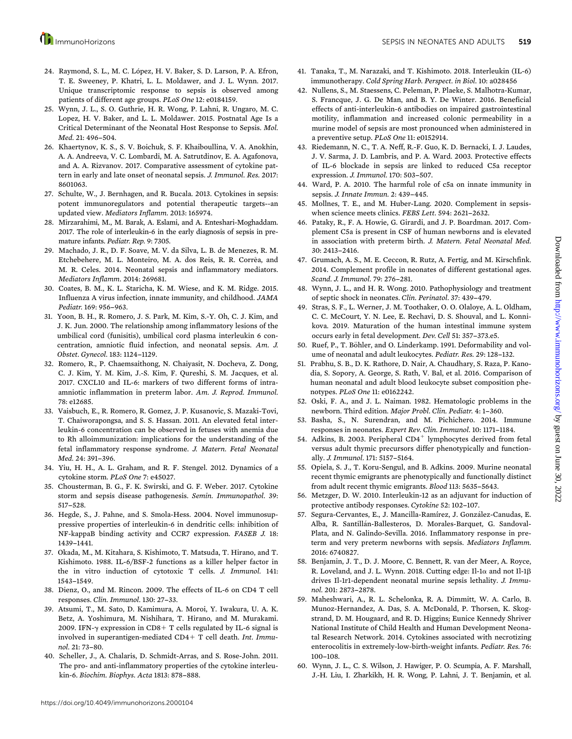24. Raymond, S. L., M. C. López, H. V. Baker, S. D. Larson, P. A. Efron, T. E. Sweeney, P. Khatri, L. L. Moldawer, and J. L. Wynn. 2017. Unique transcriptomic response to sepsis is observed among patients of different age groups. *PLoS One* 12: e0184159.
25. Wynn, J. L., S. O. Guthrie, H. R. Wong, P. Lahni, R. Ungaro, M. C. Lopez, H. V. Baker, and L. L. Moldawer. 2015. Postnatal Age Is a Critical Determinant of the Neonatal Host Response to Sepsis. *Mol. Med.* 21: 496–504.
26. Khaertynov, K. S., S. V. Boichuk, S. F. Khaiboullina, V. A. Anokhin, A. A. Andreeva, V. C. Lombardi, M. A. Satrutdinov, E. A. Agafonova, and A. A. Rizvanov. 2017. Comparative assessment of cytokine pattern in early and late onset of neonatal sepsis. *J. Immunol. Res.* 2017: 8601063.
27. Schulte, W., J. Bernhagen, and R. Bucala. 2013. Cytokines in sepsis: potent immunoregulators and potential therapeutic targets--an updated view. *Mediators Inflamm.* 2013: 165974.
28. Mirzarahimi, M., M. Barak, A. Eslami, and A. Enteshari-Moghaddam. 2017. The role of interleukin-6 in the early diagnosis of sepsis in premature infants. *Pediatr. Rep.* 9: 7305.
29. Machado, J. R., D. F. Soave, M. V. da Silva, L. B. de Menezes, R. M. Etchebehere, M. L. Monteiro, M. A. dos Reis, R. R. Corrêa, and M. R. Celes. 2014. Neonatal sepsis and inflammatory mediators. *Mediators Inflamm.* 2014: 269681.
30. Coates, B. M., K. L. Staricha, K. M. Wiese, and K. M. Ridge. 2015. Influenza A virus infection, innate immunity, and childhood. *JAMA Pediatr.* 169: 956–963.
31. Yoon, B. H., R. Romero, J. S. Park, M. Kim, S.-Y. Oh, C. J. Kim, and J. K. Jun. 2000. The relationship among inflammatory lesions of the umbilical cord (funisitis), umbilical cord plasma interleukin 6 concentration, amniotic fluid infection, and neonatal sepsis. *Am. J. Obstet. Gynecol.* 183: 1124–1129.
32. Romero, R., P. Chaemsaithong, N. Chaiyasit, N. Docheva, Z. Dong, C. J. Kim, Y. M. Kim, J.-S. Kim, F. Qureshi, S. M. Jacques, et al. 2017. CXCL10 and IL-6: markers of two different forms of intra-amniotic inflammation in preterm labor. *Am. J. Reprod. Immunol.* 78: e12685.
33. Vaisbuch, E., R. Romero, R. Gomez, J. P. Kusanovic, S. Mazaki-Tovi, T. Chaiworapongsa, and S. S. Hassan. 2011. An elevated fetal interleukin-6 concentration can be observed in fetuses with anemia due to Rh alloimmunization: implications for the understanding of the fetal inflammatory response syndrome. *J. Matern. Fetal Neonatal Med.* 24: 391–396.
34. Yiu, H. H., A. L. Graham, and R. F. Stengel. 2012. Dynamics of a cytokine storm. *PLoS One* 7: e45027.
35. Chousterman, B. G., F. K. Swirski, and G. F. Weber. 2017. Cytokine storm and sepsis disease pathogenesis. *Semin. Immunopathol.* 39: 517–528.
36. Hegde, S., J. Pahne, and S. Smola-Hess. 2004. Novel immunosuppressive properties of interleukin-6 in dendritic cells: inhibition of NF-kappaB binding activity and CCR7 expression. *FASEB J.* 18: 1439–1441.
37. Okada, M., M. Kitahara, S. Kishimoto, T. Matsuda, T. Hirano, and T. Kishimoto. 1988. IL-6/BSF-2 functions as a killer helper factor in the in vitro induction of cytotoxic T cells. *J. Immunol.* 141: 1543–1549.
38. Dienz, O., and M. Rincon. 2009. The effects of IL-6 on CD4 T cell responses. *Clin. Immunol.* 130: 27–33.
39. Atsumi, T., M. Sato, D. Kamimura, A. Moroi, Y. Iwakura, U. A. K. Betz, A. Yoshimura, M. Nishihara, T. Hirano, and M. Murakami. 2009. IFN-γ expression in CD8+ T cells regulated by IL-6 signal is involved in superantigen-mediated CD4+ T cell death. *Int. Immunol.* 21: 73–80.
40. Scheller, J., A. Chalaris, D. Schmidt-Arras, and S. Rose-John. 2011. The pro- and anti-inflammatory properties of the cytokine interleukin-6. *Biochim. Biophys. Acta* 1813: 878–888.
41. Tanaka, T., M. Narazaki, and T. Kishimoto. 2018. Interleukin (IL-6) immunotherapy. *Cold Spring Harb. Perspect. in Biol.* 10: a028456
42. Nullens, S., M. Staessens, C. Peleman, P. Plaeke, S. Malhotra-Kumar, S. Francque, J. G. De Man, and B. Y. De Winter. 2016. Beneficial effects of anti-interleukin-6 antibodies on impaired gastrointestinal motility, inflammation and increased colonic permeability in a murine model of sepsis are most pronounced when administered in a preventive setup. *PLoS One* 11: e0152914.
43. Riedemann, N. C., T. A. Neff, R.-F. Guo, K. D. Bernacki, I. J. Laudes, J. V. Sarma, J. D. Lambris, and P. A. Ward. 2003. Protective effects of IL-6 blockade in sepsis are linked to reduced C5a receptor expression. *J. Immunol.* 170: 503–507.
44. Ward, P. A. 2010. The harmful role of c5a on innate immunity in sepsis. *J. Innate Immun.* 2: 439–445.
45. Mollnes, T. E., and M. Huber-Lang. 2020. Complement in sepsis-when science meets clinics. *FEBS Lett.* 594: 2621–2632.
46. Pataky, R., F. A. Howie, G. Girardi, and J. P. Boardman. 2017. Complement C5a is present in CSF of human newborns and is elevated in association with preterm birth. *J. Matern. Fetal Neonatal Med.* 30: 2413–2416.
47. Grumach, A. S., M. E. Ceccon, R. Rutz, A. Fertig, and M. Kirschfink. 2014. Complement profile in neonates of different gestational ages. *Scand. J. Immunol.* 79: 276–281.
48. Wynn, J. L., and H. R. Wong. 2010. Pathophysiology and treatment of septic shock in neonates. *Clin. Perinatol.* 37: 439–479.
49. Stras, S. F., L. Werner, J. M. Toothaker, O. O. Olaloye, A. L. Oldham, C. C. McCourt, Y. N. Lee, E. Rechavi, D. S. Shouval, and L. Konnikova. 2019. Maturation of the human intestinal immune system occurs early in fetal development. *Dev. Cell* 51: 357–373.e5.
50. Ruef, P., T. Böhler, and O. Linderkamp. 1991. Deformability and volume of neonatal and adult leukocytes. *Pediatr. Res.* 29: 128–132.
51. Prabhu, S. B., D. K. Rathore, D. Nair, A. Chaudhary, S. Raza, P. Kanodia, S. Sopory, A. George, S. Rath, V. Bal, et al. 2016. Comparison of human neonatal and adult blood leukocyte subset composition phenotypes. *PLoS One* 11: e0162242.
52. Oski, F. A., and J. L. Naiman. 1982. Hematologic problems in the newborn. Third edition. *Major Probl. Clin. Pediatr.* 4: 1–360.
53. Basha, S., N. Surendran, and M. Pichichero. 2014. Immune responses in neonates. *Expert Rev. Clin. Immunol.* 10: 1171–1184.
54. Adkins, B. 2003. Peripheral $CD4^+$ lymphocytes derived from fetal versus adult thymic precursors differ phenotypically and functionally. *J. Immunol.* 171: 5157–5164.
55. Opiela, S. J., T. Koru-Sengul, and B. Adkins. 2009. Murine neonatal recent thymic emigrants are phenotypically and functionally distinct from adult recent thymic emigrants. *Blood* 113: 5635–5643.
56. Metzger, D. W. 2010. Interleukin-12 as an adjuvant for induction of protective antibody responses. *Cytokine* 52: 102–107.
57. Segura-Cervantes, E., J. Mancilla-Ramírez, J. González-Canudas, E. Alba, R. Santillán-Ballesteros, D. Morales-Barquet, G. Sandoval-Plata, and N. Galindo-Sevilla. 2016. Inflammatory response in preterm and very preterm newborns with sepsis. *Mediators Inflamm.* 2016: 6740827.
58. Benjamin, J. T., D. J. Moore, C. Bennett, R. van der Meer, A. Royce, R. Loveland, and J. L. Wynn. 2018. Cutting edge: Il-1α and not Il-1β drives Il-1r1-dependent neonatal murine sepsis lethality. *J. Immunol.* 201: 2873–2878.
59. Maheshwari, A., R. L. Schelonka, R. A. Dimmitt, W. A. Carlo, B. Munoz-Hernandez, A. Das, S. A. McDonald, P. Thorsen, K. Skogstrand, D. M. Hougaard, and R. D. Higgins; Eunice Kennedy Shriver National Institute of Child Health and Human Development Neonatal Research Network. 2014. Cytokines associated with necrotizing enterocolitis in extremely-low-birth-weight infants. *Pediatr. Res.* 76: 100–108.
60. Wynn, J. L., C. S. Wilson, J. Hawiger, P. O. Scumpia, A. F. Marshall, J.-H. Liu, I. Zharkikh, H. R. Wong, P. Lahni, J. T. Benjamin, et al.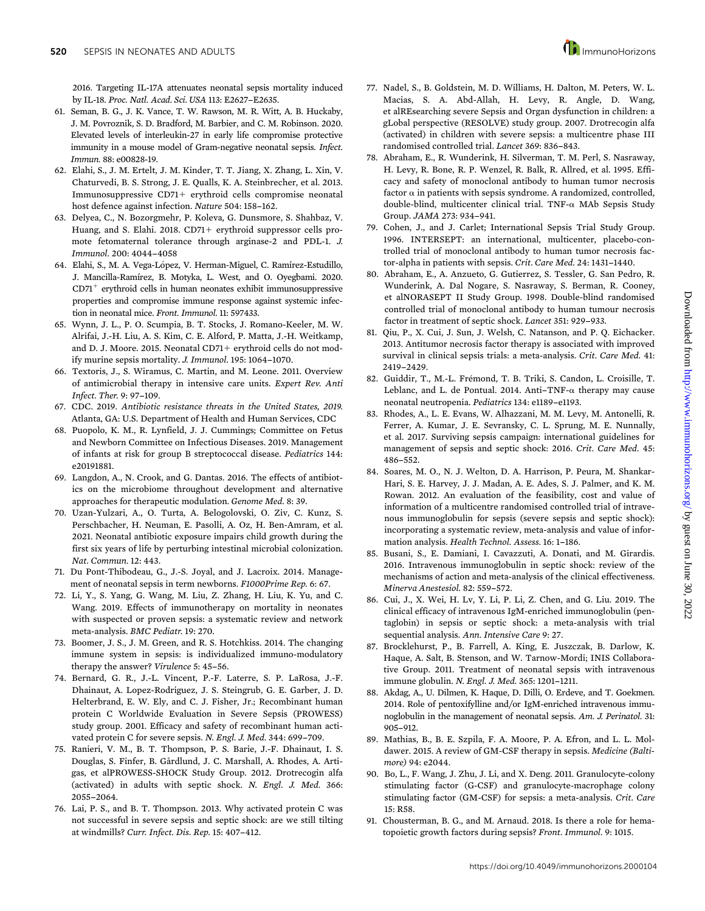2016. Targeting IL-17A attenuates neonatal sepsis mortality induced by IL-18. *Proc. Natl. Acad. Sci. USA* 113: E2627–E2635.

61. Seman, B. G., J. K. Vance, T. W. Rawson, M. R. Witt, A. B. Huckaby, J. M. Povroznik, S. D. Bradford, M. Barbier, and C. M. Robinson. 2020. Elevated levels of interleukin-27 in early life compromise protective immunity in a mouse model of Gram-negative neonatal sepsis. *Infect. Immun.* 88: e00828-19.
62. Elahi, S., J. M. Ertelt, J. M. Kinder, T. T. Jiang, X. Zhang, L. Xin, V. Chaturvedi, B. S. Strong, J. E. Qualls, K. A. Steinbrecher, et al. 2013. Immunosuppressive CD71+ erythroid cells compromise neonatal host defence against infection. *Nature* 504: 158–162.
63. Delyea, C., N. Bozorgmehr, P. Koleva, G. Dunsmore, S. Shahbaz, V. Huang, and S. Elahi. 2018. CD71+ erythroid suppressor cells promote fetomaternal tolerance through arginase-2 and PDL-1. *J. Immunol.* 200: 4044–4058
64. Elahi, S., M. A. Vega-López, V. Herman-Miguel, C. Ramírez-Estudillo, J. Mancilla-Ramírez, B. Motyka, L. West, and O. Oyegbami. 2020. $CD71^{+}$ erythroid cells in human neonates exhibit immunosuppressive properties and compromise immune response against systemic infection in neonatal mice. *Front. Immunol.* 11: 597433.
65. Wynn, J. L., P. O. Scumpia, B. T. Stocks, J. Romano-Keeler, M. W. Alrifai, J.-H. Liu, A. S. Kim, C. E. Alford, P. Matta, J.-H. Weitkamp, and D. J. Moore. 2015. Neonatal CD71+ erythroid cells do not modify murine sepsis mortality. *J. Immunol.* 195: 1064–1070.
66. Textoris, J., S. Wiramus, C. Martin, and M. Leone. 2011. Overview of antimicrobial therapy in intensive care units. *Expert Rev. Anti Infect. Ther.* 9: 97–109.
67. CDC. 2019. *Antibiotic resistance threats in the United States, 2019.* Atlanta, GA: U.S. Department of Health and Human Services, CDC
68. Puopolo, K. M., R. Lynfield, J. J. Cummings; Committee on Fetus and Newborn Committee on Infectious Diseases. 2019. Management of infants at risk for group B streptococcal disease. *Pediatrics* 144: e20191881.
69. Langdon, A., N. Crook, and G. Dantas. 2016. The effects of antibiotics on the microbiome throughout development and alternative approaches for therapeutic modulation. *Genome Med.* 8: 39.
70. Uzan-Yulzari, A., O. Turta, A. Belogolovski, O. Ziv, C. Kunz, S. Perschbacher, H. Neuman, E. Pasolli, A. Oz, H. Ben-Amram, et al. 2021. Neonatal antibiotic exposure impairs child growth during the first six years of life by perturbing intestinal microbial colonization. *Nat. Commun.* 12: 443.
71. Du Pont-Thibodeau, G., J.-S. Joyal, and J. Lacroix. 2014. Management of neonatal sepsis in term newborns. *F1000Prime Rep.* 6: 67.
72. Li, Y., S. Yang, G. Wang, M. Liu, Z. Zhang, H. Liu, K. Yu, and C. Wang. 2019. Effects of immunotherapy on mortality in neonates with suspected or proven sepsis: a systematic review and network meta-analysis. *BMC Pediatr.* 19: 270.
73. Boomer, J. S., J. M. Green, and R. S. Hotchkiss. 2014. The changing immune system in sepsis: is individualized immuno-modulatory therapy the answer? *Virulence* 5: 45–56.
74. Bernard, G. R., J.-L. Vincent, P.-F. Laterre, S. P. LaRosa, J.-F. Dhainaut, A. Lopez-Rodriguez, J. S. Steingrub, G. E. Garber, J. D. Helterbrand, E. W. Ely, and C. J. Fisher, Jr.; Recombinant human protein C Worldwide Evaluation in Severe Sepsis (PROWESS) study group. 2001. Efficacy and safety of recombinant human activated protein C for severe sepsis. *N. Engl. J. Med.* 344: 699–709.
75. Ranieri, V. M., B. T. Thompson, P. S. Barie, J.-F. Dhainaut, I. S. Douglas, S. Finfer, B. Gårdlund, J. C. Marshall, A. Rhodes, A. Artigas, et alPROWESS-SHOCK Study Group. 2012. Drotrecogin alfa (activated) in adults with septic shock. *N. Engl. J. Med.* 366: 2055–2064.
76. Lai, P. S., and B. T. Thompson. 2013. Why activated protein C was not successful in severe sepsis and septic shock: are we still tilting at windmills? *Curr. Infect. Dis. Rep.* 15: 407–412.
77. Nadel, S., B. Goldstein, M. D. Williams, H. Dalton, M. Peters, W. L. Macias, S. A. Abd-Allah, H. Levy, R. Angle, D. Wang, et alREsearching severe Sepsis and Organ dysfunction in children: a gLobal perspective (RESOLVE) study group. 2007. Drotrecogin alfa (activated) in children with severe sepsis: a multicentre phase III randomised controlled trial. *Lancet* 369: 836–843.
78. Abraham, E., R. Wunderink, H. Silverman, T. M. Perl, S. Nasraway, H. Levy, R. Bone, R. P. Wenzel, R. Balk, R. Allred, et al. 1995. Efficacy and safety of monoclonal antibody to human tumor necrosis factor α in patients with sepsis syndrome. A randomized, controlled, double-blind, multicenter clinical trial. TNF-α MAb Sepsis Study Group. *JAMA* 273: 934–941.
79. Cohen, J., and J. Carlet; International Sepsis Trial Study Group. 1996. INTERSEPT: an international, multicenter, placebo-controlled trial of monoclonal antibody to human tumor necrosis factor-alpha in patients with sepsis. *Crit. Care Med.* 24: 1431–1440.
80. Abraham, E., A. Anzueto, G. Gutierrez, S. Tessler, G. San Pedro, R. Wunderink, A. Dal Nogare, S. Nasraway, S. Berman, R. Cooney, et alNORASEPT II Study Group. 1998. Double-blind randomised controlled trial of monoclonal antibody to human tumour necrosis factor in treatment of septic shock. *Lancet* 351: 929–933.
81. Qiu, P., X. Cui, J. Sun, J. Welsh, C. Natanson, and P. Q. Eichacker. 2013. Antitumor necrosis factor therapy is associated with improved survival in clinical sepsis trials: a meta-analysis. *Crit. Care Med.* 41: 2419–2429.
82. Guiddir, T., M.-L. Frémond, T. B. Triki, S. Candon, L. Croisille, T. Leblanc, and L. de Pontual. 2014. Anti–TNF-α therapy may cause neonatal neutropenia. *Pediatrics* 134: e1189–e1193.
83. Rhodes, A., L. E. Evans, W. Alhazzani, M. M. Levy, M. Antonelli, R. Ferrer, A. Kumar, J. E. Sevransky, C. L. Sprung, M. E. Nunnally, et al. 2017. Surviving sepsis campaign: international guidelines for management of sepsis and septic shock: 2016. *Crit. Care Med.* 45: 486–552.
84. Soares, M. O., N. J. Welton, D. A. Harrison, P. Peura, M. Shankar-Hari, S. E. Harvey, J. J. Madan, A. E. Ades, S. J. Palmer, and K. M. Rowan. 2012. An evaluation of the feasibility, cost and value of information of a multicentre randomised controlled trial of intravenous immunoglobulin for sepsis (severe sepsis and septic shock): incorporating a systematic review, meta-analysis and value of information analysis. *Health Technol. Assess.* 16: 1–186.
85. Busani, S., E. Damiani, I. Cavazzuti, A. Donati, and M. Girardis. 2016. Intravenous immunoglobulin in septic shock: review of the mechanisms of action and meta-analysis of the clinical effectiveness. *Minerva Anestesiol.* 82: 559–572.
86. Cui, J., X. Wei, H. Lv, Y. Li, P. Li, Z. Chen, and G. Liu. 2019. The clinical efficacy of intravenous IgM-enriched immunoglobulin (pentaglobin) in sepsis or septic shock: a meta-analysis with trial sequential analysis. *Ann. Intensive Care* 9: 27.
87. Brocklehurst, P., B. Farrell, A. King, E. Juszczak, B. Darlow, K. Haque, A. Salt, B. Stenson, and W. Tarnow-Mordi; INIS Collaborative Group. 2011. Treatment of neonatal sepsis with intravenous immune globulin. *N. Engl. J. Med.* 365: 1201–1211.
88. Akdag, A., U. Dilmen, K. Haque, D. Dilli, O. Erdeve, and T. Goekmen. 2014. Role of pentoxifylline and/or IgM-enriched intravenous immunoglobulin in the management of neonatal sepsis. *Am. J. Perinatol.* 31: 905–912.
89. Mathias, B., B. E. Szpila, F. A. Moore, P. A. Efron, and L. L. Moldawer. 2015. A review of GM-CSF therapy in sepsis. *Medicine (Baltimore)* 94: e2044.
90. Bo, L., F. Wang, J. Zhu, J. Li, and X. Deng. 2011. Granulocyte-colony stimulating factor (G-CSF) and granulocyte-macrophage colony stimulating factor (GM-CSF) for sepsis: a meta-analysis. *Crit. Care* 15: R58.
91. Chousterman, B. G., and M. Arnaud. 2018. Is there a role for hematopoietic growth factors during sepsis? *Front. Immunol.* 9: 1015.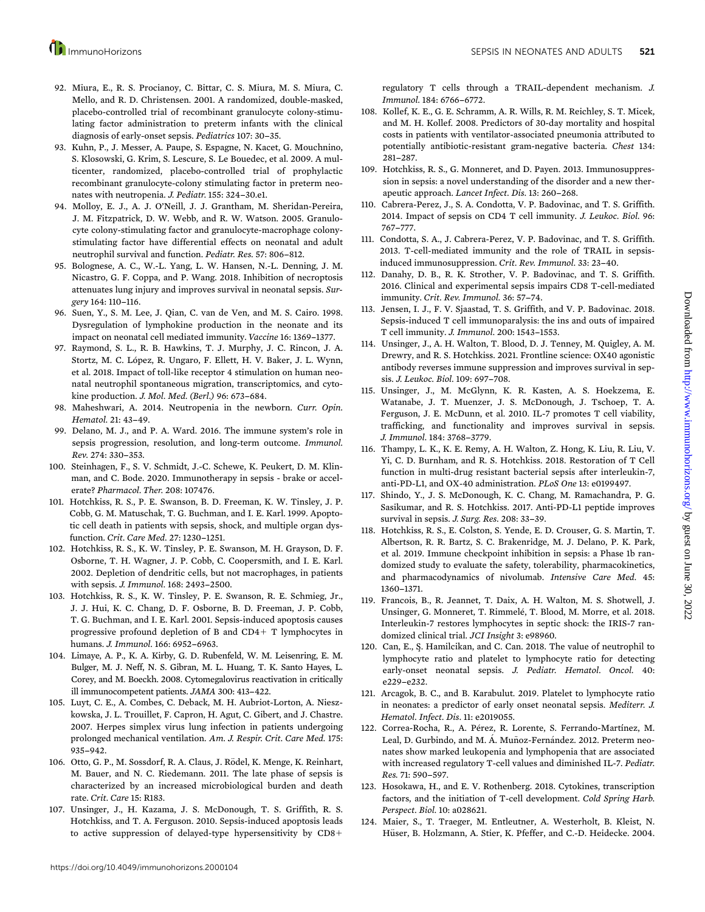92. Miura, E., R. S. Procianoy, C. Bittar, C. S. Miura, M. S. Miura, C. Mello, and R. D. Christensen. 2001. A randomized, double-masked, placebo-controlled trial of recombinant granulocyte colony-stimulating factor administration to preterm infants with the clinical diagnosis of early-onset sepsis. *Pediatrics* 107: 30–35.
93. Kuhn, P., J. Messer, A. Paupe, S. Espagne, N. Kacet, G. Mouchnino, S. Klosowski, G. Krim, S. Lescure, S. Le Bouedec, et al. 2009. A multicenter, randomized, placebo-controlled trial of prophylactic recombinant granulocyte-colony stimulating factor in preterm neonates with neutropenia. *J. Pediatr.* 155: 324–30.e1.
94. Molloy, E. J., A. J. O'Neill, J. J. Grantham, M. Sheridan-Pereira, J. M. Fitzpatrick, D. W. Webb, and R. W. Watson. 2005. Granulocyte colony-stimulating factor and granulocyte-macrophage colony-stimulating factor have differential effects on neonatal and adult neutrophil survival and function. *Pediatr. Res.* 57: 806–812.
95. Bolognese, A. C., W.-L. Yang, L. W. Hansen, N.-L. Denning, J. M. Nicastro, G. F. Coppa, and P. Wang. 2018. Inhibition of necroptosis attenuates lung injury and improves survival in neonatal sepsis. *Surgery* 164: 110–116.
96. Suen, Y., S. M. Lee, J. Qian, C. van de Ven, and M. S. Cairo. 1998. Dysregulation of lymphokine production in the neonate and its impact on neonatal cell mediated immunity. *Vaccine* 16: 1369–1377.
97. Raymond, S. L., R. B. Hawkins, T. J. Murphy, J. C. Rincon, J. A. Stortz, M. C. López, R. Ungaro, F. Ellett, H. V. Baker, J. L. Wynn, et al. 2018. Impact of toll-like receptor 4 stimulation on human neonatal neutrophil spontaneous migration, transcriptomics, and cytokine production. *J. Mol. Med. (Berl.)* 96: 673–684.
98. Maheshwari, A. 2014. Neutropenia in the newborn. *Curr. Opin. Hematol.* 21: 43–49.
99. Delano, M. J., and P. A. Ward. 2016. The immune system's role in sepsis progression, resolution, and long-term outcome. *Immunol. Rev.* 274: 330–353.
100. Steinhagen, F., S. V. Schmidt, J.-C. Schewe, K. Peukert, D. M. Klinman, and C. Bode. 2020. Immunotherapy in sepsis - brake or accelerate? *Pharmacol. Ther.* 208: 107476.
101. Hotchkiss, R. S., P. E. Swanson, B. D. Freeman, K. W. Tinsley, J. P. Cobb, G. M. Matuschak, T. G. Buchman, and I. E. Karl. 1999. Apoptotic cell death in patients with sepsis, shock, and multiple organ dysfunction. *Crit. Care Med.* 27: 1230–1251.
102. Hotchkiss, R. S., K. W. Tinsley, P. E. Swanson, M. H. Grayson, D. F. Osborne, T. H. Wagner, J. P. Cobb, C. Coopersmith, and I. E. Karl. 2002. Depletion of dendritic cells, but not macrophages, in patients with sepsis. *J. Immunol.* 168: 2493–2500.
103. Hotchkiss, R. S., K. W. Tinsley, P. E. Swanson, R. E. Schmieg, Jr., J. J. Hui, K. C. Chang, D. F. Osborne, B. D. Freeman, J. P. Cobb, T. G. Buchman, and I. E. Karl. 2001. Sepsis-induced apoptosis causes progressive profound depletion of B and CD4+ T lymphocytes in humans. *J. Immunol.* 166: 6952–6963.
104. Limaye, A. P., K. A. Kirby, G. D. Rubenfeld, W. M. Leisenring, E. M. Bulger, M. J. Neff, N. S. Gibran, M. L. Huang, T. K. Santo Hayes, L. Corey, and M. Boeckh. 2008. Cytomegalovirus reactivation in critically ill immunocompetent patients. *JAMA* 300: 413–422.
105. Luyt, C. E., A. Combes, C. Deback, M. H. Aubriot-Lorton, A. Nieszkowska, J. L. Trouillet, F. Capron, H. Agut, C. Gibert, and J. Chastre. 2007. Herpes simplex virus lung infection in patients undergoing prolonged mechanical ventilation. *Am. J. Respir. Crit. Care Med.* 175: 935–942.
106. Otto, G. P., M. Sossdorf, R. A. Claus, J. Rödel, K. Menge, K. Reinhart, M. Bauer, and N. C. Riedemann. 2011. The late phase of sepsis is characterized by an increased microbiological burden and death rate. *Crit. Care* 15: R183.
107. Unsinger, J., H. Kazama, J. S. McDonough, T. S. Griffith, R. S. Hotchkiss, and T. A. Ferguson. 2010. Sepsis-induced apoptosis leads to active suppression of delayed-type hypersensitivity by CD8+ regulatory T cells through a TRAIL-dependent mechanism. *J. Immunol.* 184: 6766–6772.
108. Kollef, K. E., G. E. Schramm, A. R. Wills, R. M. Reichley, S. T. Micek, and M. H. Kollef. 2008. Predictors of 30-day mortality and hospital costs in patients with ventilator-associated pneumonia attributed to potentially antibiotic-resistant gram-negative bacteria. *Chest* 134: 281–287.
109. Hotchkiss, R. S., G. Monneret, and D. Payen. 2013. Immunosuppression in sepsis: a novel understanding of the disorder and a new therapeutic approach. *Lancet Infect. Dis.* 13: 260–268.
110. Cabrera-Perez, J., S. A. Condotta, V. P. Badovinac, and T. S. Griffith. 2014. Impact of sepsis on CD4 T cell immunity. *J. Leukoc. Biol.* 96: 767–777.
111. Condotta, S. A., J. Cabrera-Perez, V. P. Badovinac, and T. S. Griffith. 2013. T-cell-mediated immunity and the role of TRAIL in sepsis-induced immunosuppression. *Crit. Rev. Immunol.* 33: 23–40.
112. Danahy, D. B., R. K. Strother, V. P. Badovinac, and T. S. Griffith. 2016. Clinical and experimental sepsis impairs CD8 T-cell-mediated immunity. *Crit. Rev. Immunol.* 36: 57–74.
113. Jensen, I. J., F. V. Sjaastad, T. S. Griffith, and V. P. Badovinac. 2018. Sepsis-induced T cell immunoparalysis: the ins and outs of impaired T cell immunity. *J. Immunol.* 200: 1543–1553.
114. Unsinger, J., A. H. Walton, T. Blood, D. J. Tenney, M. Quigley, A. M. Drewry, and R. S. Hotchkiss. 2021. Frontline science: OX40 agonistic antibody reverses immune suppression and improves survival in sepsis. *J. Leukoc. Biol.* 109: 697–708.
115. Unsinger, J., M. McGlynn, K. R. Kasten, A. S. Hoekzema, E. Watanabe, J. T. Muenzer, J. S. McDonough, J. Tschoep, T. A. Ferguson, J. E. McDunn, et al. 2010. IL-7 promotes T cell viability, trafficking, and functionality and improves survival in sepsis. *J. Immunol.* 184: 3768–3779.
116. Thampy, L. K., K. E. Remy, A. H. Walton, Z. Hong, K. Liu, R. Liu, V. Yi, C. D. Burnham, and R. S. Hotchkiss. 2018. Restoration of T Cell function in multi-drug resistant bacterial sepsis after interleukin-7, anti-PD-L1, and OX-40 administration. *PLoS One* 13: e0199497.
117. Shindo, Y., J. S. McDonough, K. C. Chang, M. Ramachandra, P. G. Sasikumar, and R. S. Hotchkiss. 2017. Anti-PD-L1 peptide improves survival in sepsis. *J. Surg. Res.* 208: 33–39.
118. Hotchkiss, R. S., E. Colston, S. Yende, E. D. Crouser, G. S. Martin, T. Albertson, R. R. Bartz, S. C. Brakenridge, M. J. Delano, P. K. Park, et al. 2019. Immune checkpoint inhibition in sepsis: a Phase 1b randomized study to evaluate the safety, tolerability, pharmacokinetics, and pharmacodynamics of nivolumab. *Intensive Care Med.* 45: 1360–1371.
119. Francois, B., R. Jeannet, T. Daix, A. H. Walton, M. S. Shotwell, J. Unsinger, G. Monneret, T. Rimmelé, T. Blood, M. Morre, et al. 2018. Interleukin-7 restores lymphocytes in septic shock: the IRIS-7 randomized clinical trial. *JCI Insight* 3: e98960.
120. Can, E., Ş. Hamilcikan, and C. Can. 2018. The value of neutrophil to lymphocyte ratio and platelet to lymphocyte ratio for detecting early-onset neonatal sepsis. *J. Pediatr. Hematol. Oncol.* 40: e229–e232.
121. Arcagok, B. C., and B. Karabulut. 2019. Platelet to lymphocyte ratio in neonates: a predictor of early onset neonatal sepsis. *Mediterr. J. Hematol. Infect. Dis.* 11: e2019055.
122. Correa-Rocha, R., A. Pérez, R. Lorente, S. Ferrando-Martínez, M. Leal, D. Gurbindo, and M. Á. Muñoz-Fernández. 2012. Preterm neonates show marked leukopenia and lymphopenia that are associated with increased regulatory T-cell values and diminished IL-7. *Pediatr. Res.* 71: 590–597.
123. Hosokawa, H., and E. V. Rothenberg. 2018. Cytokines, transcription factors, and the initiation of T-cell development. *Cold Spring Harb. Perspect. Biol.* 10: a028621.
124. Maier, S., T. Traeger, M. Entleutner, A. Westerholt, B. Kleist, N. Hüser, B. Holzmann, A. Stier, K. Pfeffer, and C.-D. Heidecke. 2004.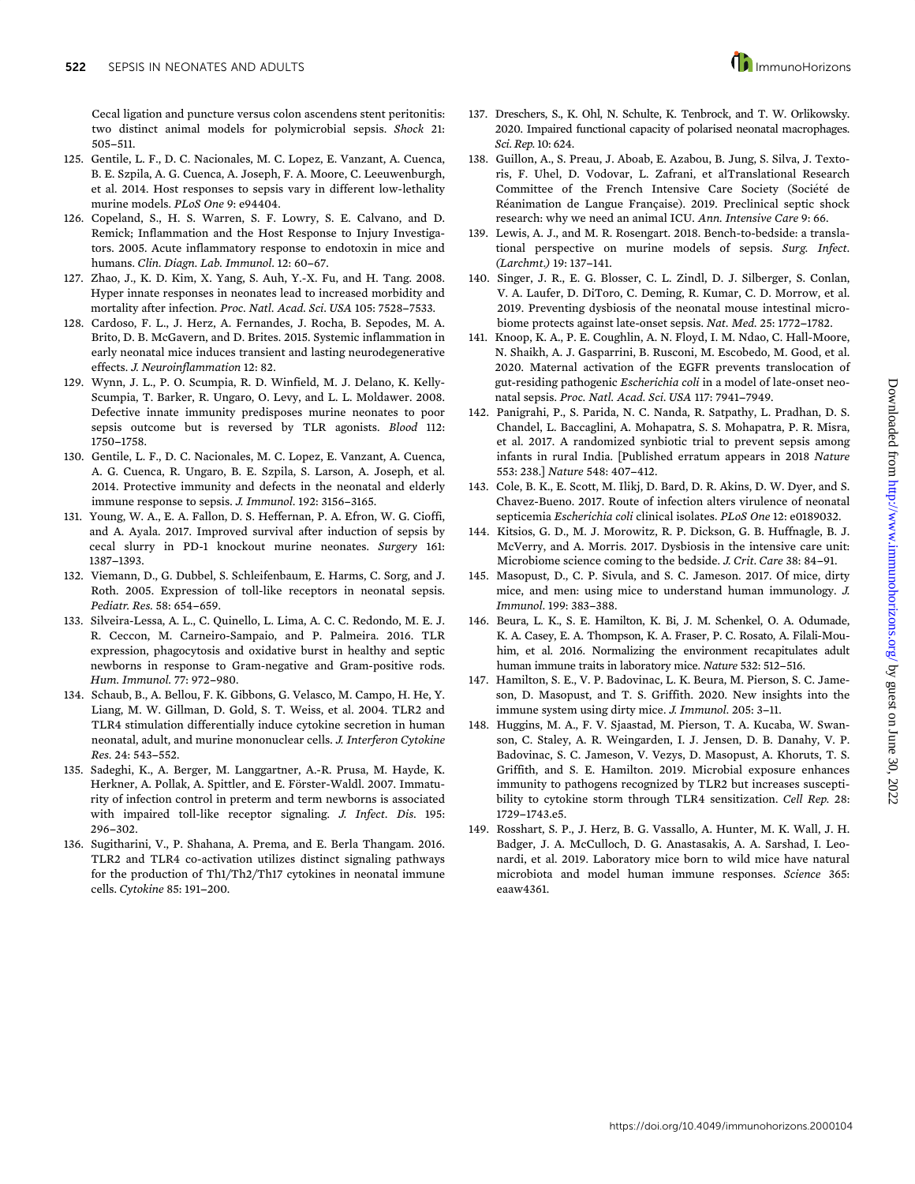Cecal ligation and puncture versus colon ascendens stent peritonitis: two distinct animal models for polymicrobial sepsis. *Shock* 21: 505–511.

125. Gentile, L. F., D. C. Nacionales, M. C. Lopez, E. Vanzant, A. Cuenca, B. E. Szpila, A. G. Cuenca, A. Joseph, F. A. Moore, C. Leeuwenburgh, et al. 2014. Host responses to sepsis vary in different low-lethality murine models. *PLoS One* 9: e94404.
126. Copeland, S., H. S. Warren, S. F. Lowry, S. E. Calvano, and D. Remick; Inflammation and the Host Response to Injury Investigators. 2005. Acute inflammatory response to endotoxin in mice and humans. *Clin. Diagn. Lab. Immunol.* 12: 60–67.
127. Zhao, J., K. D. Kim, X. Yang, S. Auh, Y.-X. Fu, and H. Tang. 2008. Hyper innate responses in neonates lead to increased morbidity and mortality after infection. *Proc. Natl. Acad. Sci. USA* 105: 7528–7533.
128. Cardoso, F. L., J. Herz, A. Fernandes, J. Rocha, B. Sepodes, M. A. Brito, D. B. McGavern, and D. Brites. 2015. Systemic inflammation in early neonatal mice induces transient and lasting neurodegenerative effects. *J. Neuroinflammation* 12: 82.
129. Wynn, J. L., P. O. Scumpia, R. D. Winfield, M. J. Delano, K. Kelly-Scumpia, T. Barker, R. Ungaro, O. Levy, and L. L. Moldawer. 2008. Defective innate immunity predisposes murine neonates to poor sepsis outcome but is reversed by TLR agonists. *Blood* 112: 1750–1758.
130. Gentile, L. F., D. C. Nacionales, M. C. Lopez, E. Vanzant, A. Cuenca, A. G. Cuenca, R. Ungaro, B. E. Szpila, S. Larson, A. Joseph, et al. 2014. Protective immunity and defects in the neonatal and elderly immune response to sepsis. *J. Immunol.* 192: 3156–3165.
131. Young, W. A., E. A. Fallon, D. S. Heffernan, A. Efron, W. G. Cioffi, and A. Ayala. 2017. Improved survival after induction of sepsis by cecal slurry in PD-1 knockout murine neonates. *Surgery* 161: 1387–1393.
132. Viemann, D., G. Dubbel, S. Schleifenbaum, E. Harms, C. Sorg, and J. Roth. 2005. Expression of toll-like receptors in neonatal sepsis. *Pediatr. Res.* 58: 654–659.
133. Silveira-Lessa, A. L., C. Quinello, L. Lima, A. C. C. Redondo, M. E. J. R. Ceccon, M. Carneiro-Sampaio, and P. Palmeira. 2016. TLR expression, phagocytosis and oxidative burst in healthy and septic newborns in response to Gram-negative and Gram-positive rods. *Hum. Immunol.* 77: 972–980.
134. Schaub, B., A. Bellou, F. K. Gibbons, G. Velasco, M. Campo, H. He, Y. Liang, M. W. Gillman, D. Gold, S. T. Weiss, et al. 2004. TLR2 and TLR4 stimulation differentially induce cytokine secretion in human neonatal, adult, and murine mononuclear cells. *J. Interferon Cytokine Res.* 24: 543–552.
135. Sadeghi, K., A. Berger, M. Langgartner, A.-R. Prusa, M. Hayde, K. Herkner, A. Pollak, A. Spittler, and E. Förster-Waldl. 2007. Immaturity of infection control in preterm and term newborns is associated with impaired toll-like receptor signaling. *J. Infect. Dis.* 195: 296–302.
136. Sugitharini, V., P. Shahana, A. Prema, and E. Berla Thangam. 2016. TLR2 and TLR4 co-activation utilizes distinct signaling pathways for the production of Th1/Th2/Th17 cytokines in neonatal immune cells. *Cytokine* 85: 191–200.
137. Dreschers, S., K. Ohl, N. Schulte, K. Tenbrock, and T. W. Orlikowsky. 2020. Impaired functional capacity of polarised neonatal macrophages. *Sci. Rep.* 10: 624.
138. Guillon, A., S. Preau, J. Aboab, E. Azabou, B. Jung, S. Silva, J. Textoris, F. Uhel, D. Vodovar, L. Zafrani, et alTranslational Research Committee of the French Intensive Care Society (Société de Réanimation de Langue Française). 2019. Preclinical septic shock research: why we need an animal ICU. *Ann. Intensive Care* 9: 66.
139. Lewis, A. J., and M. R. Rosengart. 2018. Bench-to-bedside: a translational perspective on murine models of sepsis. *Surg. Infect. (Larchmt.)* 19: 137–141.
140. Singer, J. R., E. G. Blosser, C. L. Zindl, D. J. Silberger, S. Conlan, V. A. Laufer, D. DiToro, C. Deming, R. Kumar, C. D. Morrow, et al. 2019. Preventing dysbiosis of the neonatal mouse intestinal microbiome protects against late-onset sepsis. *Nat. Med.* 25: 1772–1782.
141. Knoop, K. A., P. E. Coughlin, A. N. Floyd, I. M. Ndao, C. Hall-Moore, N. Shaikh, A. J. Gasparrini, B. Rusconi, M. Escobedo, M. Good, et al. 2020. Maternal activation of the EGFR prevents translocation of gut-residing pathogenic *Escherichia coli* in a model of late-onset neonatal sepsis. *Proc. Natl. Acad. Sci. USA* 117: 7941–7949.
142. Panigrahi, P., S. Parida, N. C. Nanda, R. Satpathy, L. Pradhan, D. S. Chandel, L. Baccaglini, A. Mohapatra, S. S. Mohapatra, P. R. Misra, et al. 2017. A randomized synbiotic trial to prevent sepsis among infants in rural India. [Published erratum appears in 2018 *Nature* 553: 238.] *Nature* 548: 407–412.
143. Cole, B. K., E. Scott, M. Ilikj, D. Bard, D. R. Akins, D. W. Dyer, and S. Chavez-Bueno. 2017. Route of infection alters virulence of neonatal septicemia *Escherichia coli* clinical isolates. *PLoS One* 12: e0189032.
144. Kitsios, G. D., M. J. Morowitz, R. P. Dickson, G. B. Huffnagle, B. J. McVerry, and A. Morris. 2017. Dysbiosis in the intensive care unit: Microbiome science coming to the bedside. *J. Crit. Care* 38: 84–91.
145. Masopust, D., C. P. Sivula, and S. C. Jameson. 2017. Of mice, dirty mice, and men: using mice to understand human immunology. *J. Immunol.* 199: 383–388.
146. Beura, L. K., S. E. Hamilton, K. Bi, J. M. Schenkel, O. A. Odumade, K. A. Casey, E. A. Thompson, K. A. Fraser, P. C. Rosato, A. Filali-Mouhim, et al. 2016. Normalizing the environment recapitulates adult human immune traits in laboratory mice. *Nature* 532: 512–516.
147. Hamilton, S. E., V. P. Badovinac, L. K. Beura, M. Pierson, S. C. Jameson, D. Masopust, and T. S. Griffith. 2020. New insights into the immune system using dirty mice. *J. Immunol.* 205: 3–11.
148. Huggins, M. A., F. V. Sjaastad, M. Pierson, T. A. Kucaba, W. Swanson, C. Staley, A. R. Weingarden, I. J. Jensen, D. B. Danahy, V. P. Badovinac, S. C. Jameson, V. Vezys, D. Masopust, A. Khoruts, T. S. Griffith, and S. E. Hamilton. 2019. Microbial exposure enhances immunity to pathogens recognized by TLR2 but increases susceptibility to cytokine storm through TLR4 sensitization. *Cell Rep.* 28: 1729–1743.e5.
149. Rosshart, S. P., J. Herz, B. G. Vassallo, A. Hunter, M. K. Wall, J. H. Badger, J. A. McCulloch, D. G. Anastasakis, A. A. Sarshad, I. Leonardi, et al. 2019. Laboratory mice born to wild mice have natural microbiota and model human immune responses. *Science* 365: eaaw4361.